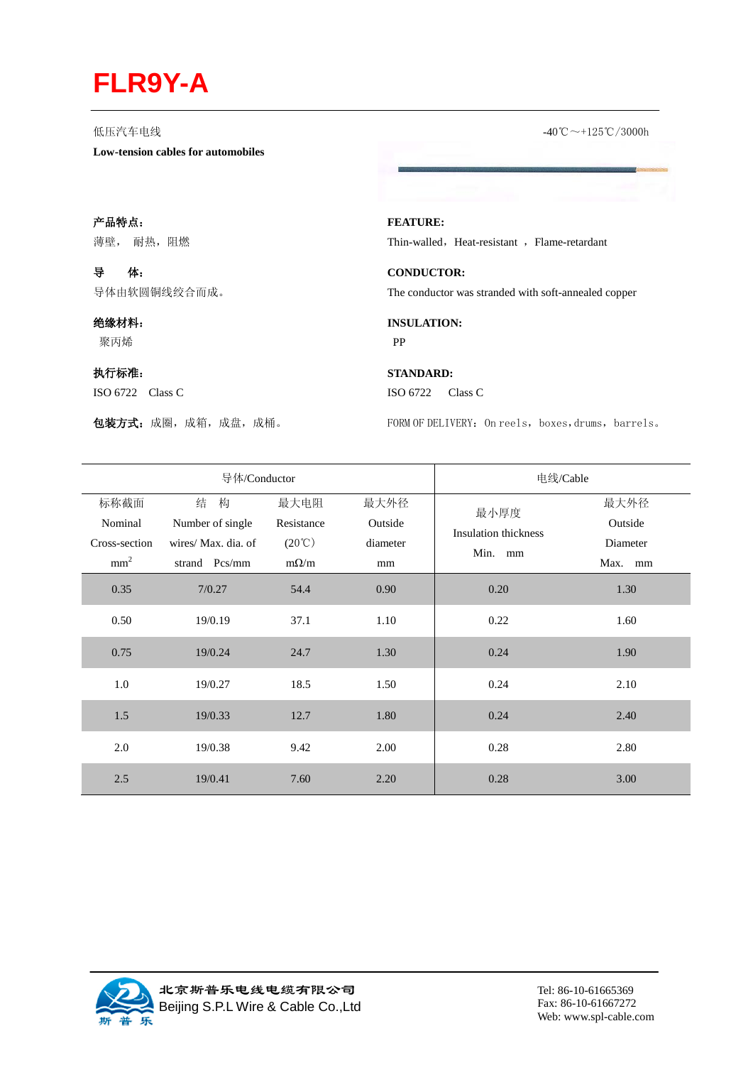# FLR9Y-A

低压汽车电线

**Low-tension cables for automobiles**

-40℃～+125℃/3000h

**产品特点：**

薄壁， 耐热，阻燃

**FEATURE:**

Thin-walled，Heat-resistant ，Flame-retardant

**导　体：**

导体由软圆铜线绞合而成。

**CONDUCTOR:**

The conductor was stranded with soft-annealed copper

**绝缘材料：**

聚丙烯

**INSULATION:**

PP

**执行标准：**

ISO 6722　Class C

**STANDARD:**

ISO 6722　Class C

**包装方式：**成圈，成箱，成盘，成桶。

FORM OF DELIVERY：On reels，boxes，drums，barrels。

| 导体/Conductor | | | | 电线/Cable | |
|---|---|---|---|---|---|
| 标称截面 Nominal Cross-section $mm^2$ | 结　构 Number of single wires/ Max. dia. of strand　Pcs/mm | 最大电阻 Resistance (20℃) mΩ/m | 最大外径 Outside diameter mm | 最小厚度 Insulation thickness Min.　mm | 最大外径 Outside Diameter Max.　mm |
| 0.35 | 7/0.27 | 54.4 | 0.90 | 0.20 | 1.30 |
| 0.50 | 19/0.19 | 37.1 | 1.10 | 0.22 | 1.60 |
| 0.75 | 19/0.24 | 24.7 | 1.30 | 0.24 | 1.90 |
| 1.0 | 19/0.27 | 18.5 | 1.50 | 0.24 | 2.10 |
| 1.5 | 19/0.33 | 12.7 | 1.80 | 0.24 | 2.40 |
| 2.0 | 19/0.38 | 9.42 | 2.00 | 0.28 | 2.80 |
| 2.5 | 19/0.41 | 7.60 | 2.20 | 0.28 | 3.00 |

北京斯普乐电线电缆有限公司
Beijing S.P.L Wire & Cable Co.,Ltd

Tel: 86-10-61665369
Fax: 86-10-61667272
Web: www.spl-cable.com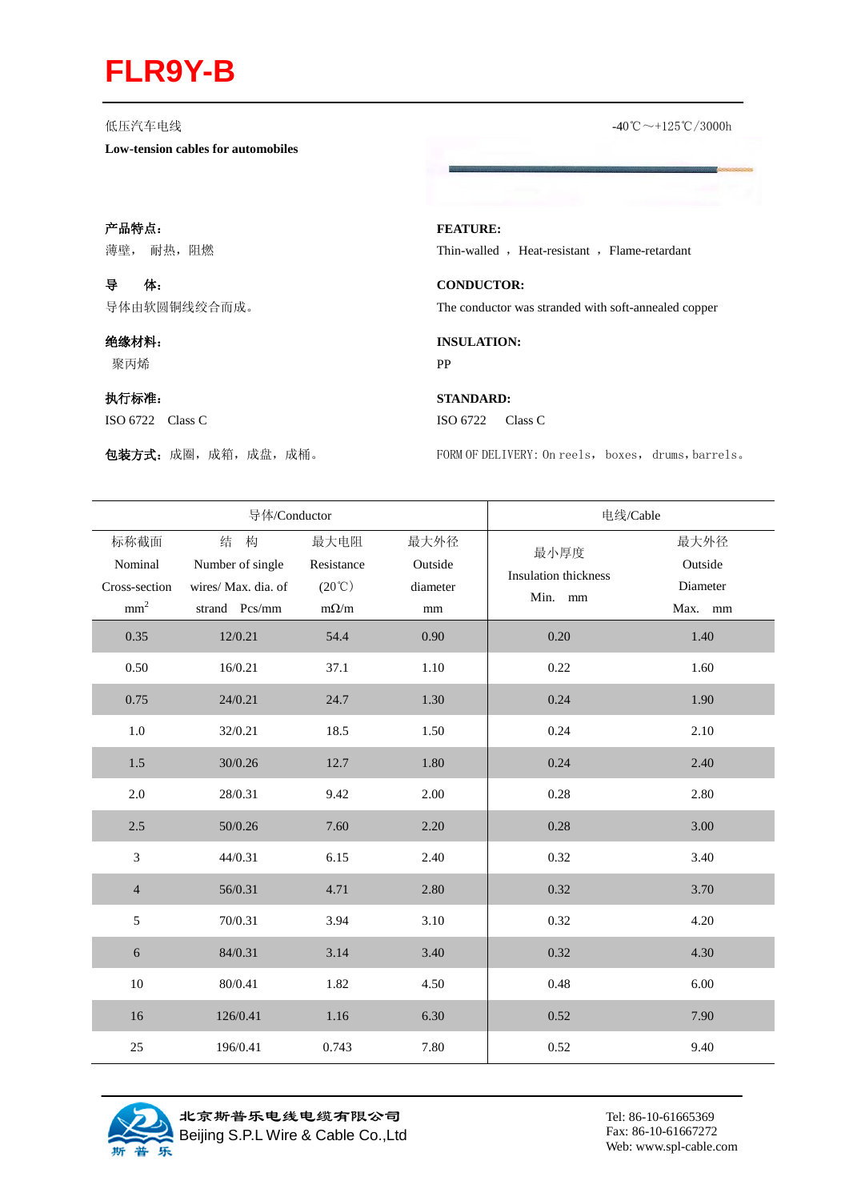# FLR9Y-B

低压汽车电线

-40℃～+125℃/3000h

**Low-tension cables for automobiles**

**产品特点：**

薄壁， 耐热，阻燃

**FEATURE:**

Thin-walled ， Heat-resistant ， Flame-retardant

**导　　体：**

导体由软圆铜线绞合而成。

**CONDUCTOR:**

The conductor was stranded with soft-annealed copper

**绝缘材料：**

聚丙烯

**INSULATION:**

PP

**执行标准：**

ISO 6722　Class C

**STANDARD:**

ISO 6722　Class C

**包装方式：**成圈，成箱，成盘，成桶。

FORM OF DELIVERY: On reels， boxes， drums，barrels。

| 导体/Conductor | | | | 电线/Cable | |
|---|---|---|---|---|---|
| 标称截面 Nominal Cross-section $mm^2$ | 结　构 Number of single wires/ Max. dia. of strand　Pcs/mm | 最大电阻 Resistance (20℃) mΩ/m | 最大外径 Outside diameter mm | 最小厚度 Insulation thickness Min.　mm | 最大外径 Outside Diameter Max.　mm |
| 0.35 | 12/0.21 | 54.4 | 0.90 | 0.20 | 1.40 |
| 0.50 | 16/0.21 | 37.1 | 1.10 | 0.22 | 1.60 |
| 0.75 | 24/0.21 | 24.7 | 1.30 | 0.24 | 1.90 |
| 1.0 | 32/0.21 | 18.5 | 1.50 | 0.24 | 2.10 |
| 1.5 | 30/0.26 | 12.7 | 1.80 | 0.24 | 2.40 |
| 2.0 | 28/0.31 | 9.42 | 2.00 | 0.28 | 2.80 |
| 2.5 | 50/0.26 | 7.60 | 2.20 | 0.28 | 3.00 |
| 3 | 44/0.31 | 6.15 | 2.40 | 0.32 | 3.40 |
| 4 | 56/0.31 | 4.71 | 2.80 | 0.32 | 3.70 |
| 5 | 70/0.31 | 3.94 | 3.10 | 0.32 | 4.20 |
| 6 | 84/0.31 | 3.14 | 3.40 | 0.32 | 4.30 |
| 10 | 80/0.41 | 1.82 | 4.50 | 0.48 | 6.00 |
| 16 | 126/0.41 | 1.16 | 6.30 | 0.52 | 7.90 |
| 25 | 196/0.41 | 0.743 | 7.80 | 0.52 | 9.40 |

北京斯普乐电线电缆有限公司
Beijing S.P.L Wire & Cable Co.,Ltd

Tel: 86-10-61665369
Fax: 86-10-61667272
Web: www.spl-cable.com